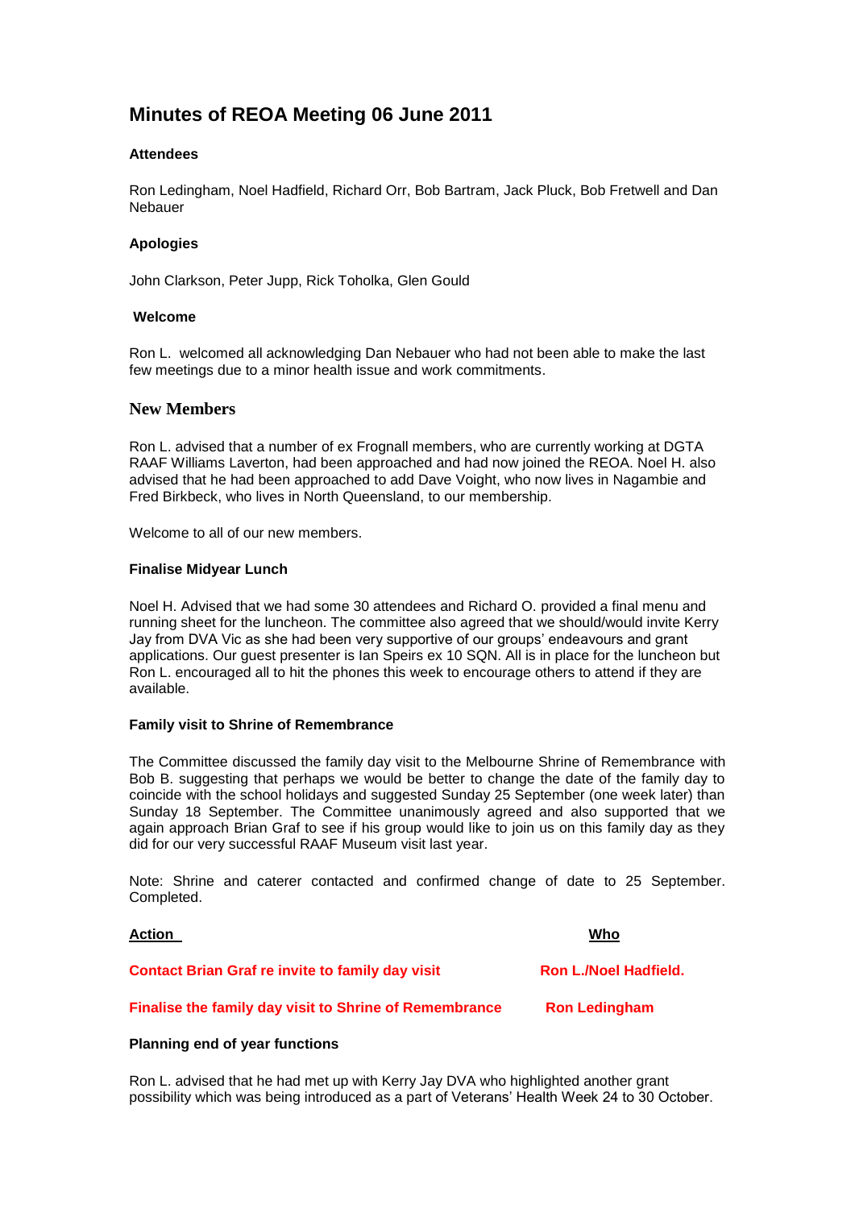# Minutes of REOA Meeting 06 June 2011

**Attendees**

Ron Ledingham, Noel Hadfield, Richard Orr, Bob Bartram, Jack Pluck, Bob Fretwell and Dan Nebauer

**Apologies**

John Clarkson, Peter Jupp, Rick Toholka, Glen Gould

**Welcome**

Ron L. welcomed all acknowledging Dan Nebauer who had not been able to make the last few meetings due to a minor health issue and work commitments.

## New Members

Ron L. advised that a number of ex Frognall members, who are currently working at DGTA RAAF Williams Laverton, had been approached and had now joined the REOA. Noel H. also advised that he had been approached to add Dave Voight, who now lives in Nagambie and Fred Birkbeck, who lives in North Queensland, to our membership.

Welcome to all of our new members.

**Finalise Midyear Lunch**

Noel H. Advised that we had some 30 attendees and Richard O. provided a final menu and running sheet for the luncheon. The committee also agreed that we should/would invite Kerry Jay from DVA Vic as she had been very supportive of our groups' endeavours and grant applications. Our guest presenter is Ian Speirs ex 10 SQN. All is in place for the luncheon but Ron L. encouraged all to hit the phones this week to encourage others to attend if they are available.

**Family visit to Shrine of Remembrance**

The Committee discussed the family day visit to the Melbourne Shrine of Remembrance with Bob B. suggesting that perhaps we would be better to change the date of the family day to coincide with the school holidays and suggested Sunday 25 September (one week later) than Sunday 18 September. The Committee unanimously agreed and also supported that we again approach Brian Graf to see if his group would like to join us on this family day as they did for our very successful RAAF Museum visit last year.

Note: Shrine and caterer contacted and confirmed change of date to 25 September. Completed.

| **Action** | **Who** |
| --- | --- |
| **Contact Brian Graf re invite to family day visit** | **Ron L./Noel Hadfield.** |
| **Finalise the family day visit to Shrine of Remembrance** | **Ron Ledingham** |

**Planning end of year functions**

Ron L. advised that he had met up with Kerry Jay DVA who highlighted another grant possibility which was being introduced as a part of Veterans' Health Week 24 to 30 October.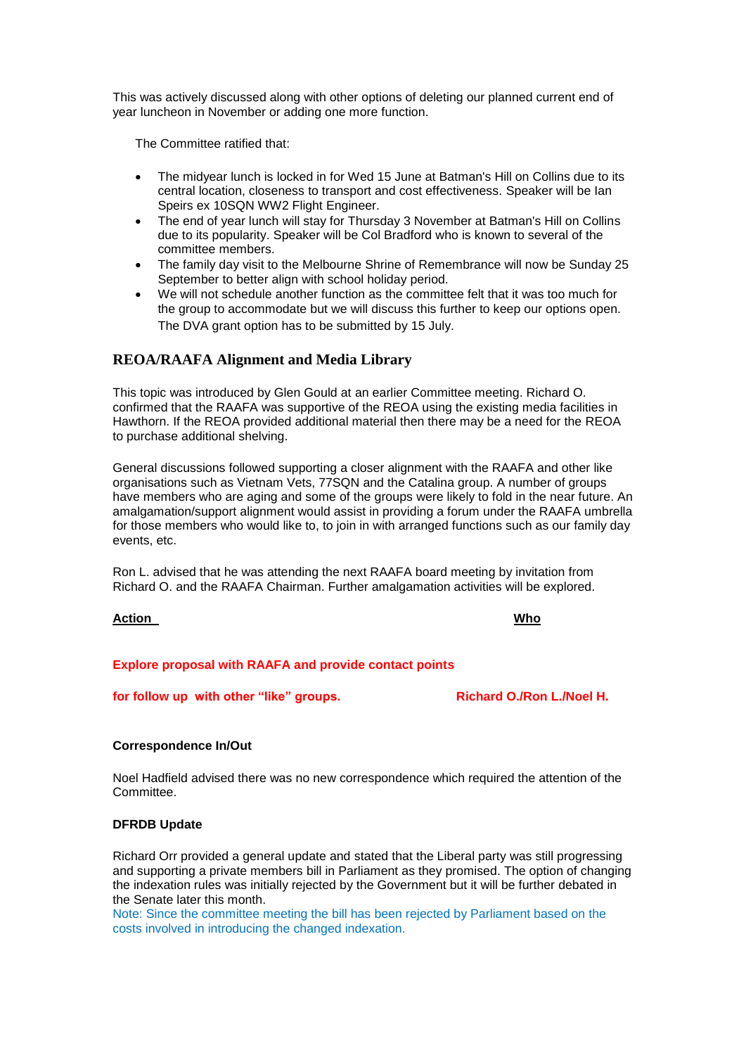This was actively discussed along with other options of deleting our planned current end of year luncheon in November or adding one more function.

The Committee ratified that:

- The midyear lunch is locked in for Wed 15 June at Batman's Hill on Collins due to its central location, closeness to transport and cost effectiveness. Speaker will be Ian Speirs ex 10SQN WW2 Flight Engineer.
- The end of year lunch will stay for Thursday 3 November at Batman's Hill on Collins due to its popularity. Speaker will be Col Bradford who is known to several of the committee members.
- The family day visit to the Melbourne Shrine of Remembrance will now be Sunday 25 September to better align with school holiday period.
- We will not schedule another function as the committee felt that it was too much for the group to accommodate but we will discuss this further to keep our options open. The DVA grant option has to be submitted by 15 July.

## REOA/RAAFA Alignment and Media Library

This topic was introduced by Glen Gould at an earlier Committee meeting. Richard O. confirmed that the RAAFA was supportive of the REOA using the existing media facilities in Hawthorn. If the REOA provided additional material then there may be a need for the REOA to purchase additional shelving.

General discussions followed supporting a closer alignment with the RAAFA and other like organisations such as Vietnam Vets, 77SQN and the Catalina group. A number of groups have members who are aging and some of the groups were likely to fold in the near future. An amalgamation/support alignment would assist in providing a forum under the RAAFA umbrella for those members who would like to, to join in with arranged functions such as our family day events, etc.

Ron L. advised that he was attending the next RAAFA board meeting by invitation from Richard O. and the RAAFA Chairman. Further amalgamation activities will be explored.

| **Action** | **Who** |
|---|---|
| **Explore proposal with RAAFA and provide contact points for follow up with other "like" groups.** | **Richard O./Ron L./Noel H.** |

**Correspondence In/Out**

Noel Hadfield advised there was no new correspondence which required the attention of the Committee.

**DFRDB Update**

Richard Orr provided a general update and stated that the Liberal party was still progressing and supporting a private members bill in Parliament as they promised. The option of changing the indexation rules was initially rejected by the Government but it will be further debated in the Senate later this month.
Note: Since the committee meeting the bill has been rejected by Parliament based on the costs involved in introducing the changed indexation.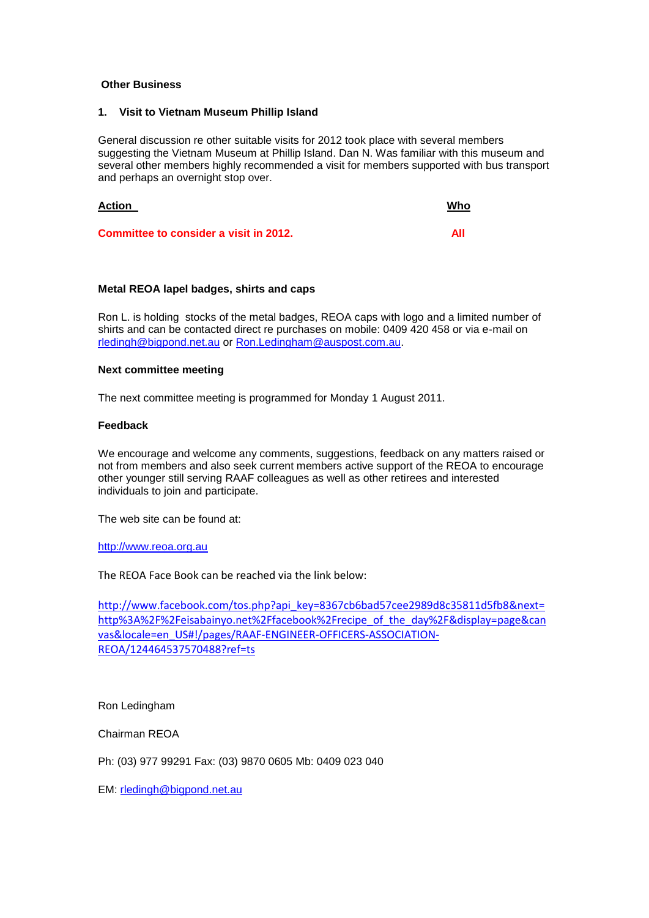**Other Business**

**1. Visit to Vietnam Museum Phillip Island**

General discussion re other suitable visits for 2012 took place with several members suggesting the Vietnam Museum at Phillip Island. Dan N. Was familiar with this museum and several other members highly recommended a visit for members supported with bus transport and perhaps an overnight stop over.

| **Action** | **Who** |
| --- | --- |
| **Committee to consider a visit in 2012.** | **All** |

**Metal REOA lapel badges, shirts and caps**

Ron L. is holding stocks of the metal badges, REOA caps with logo and a limited number of shirts and can be contacted direct re purchases on mobile: 0409 420 458 or via e-mail on rledingh@bigpond.net.au or Ron.Ledingham@auspost.com.au.

**Next committee meeting**

The next committee meeting is programmed for Monday 1 August 2011.

**Feedback**

We encourage and welcome any comments, suggestions, feedback on any matters raised or not from members and also seek current members active support of the REOA to encourage other younger still serving RAAF colleagues as well as other retirees and interested individuals to join and participate.

The web site can be found at:

http://www.reoa.org.au

The REOA Face Book can be reached via the link below:

http://www.facebook.com/tos.php?api_key=8367cb6bad57cee2989d8c35811d5fb8&next=http%3A%2F%2Feisabainyo.net%2Ffacebook%2Frecipe_of_the_day%2F&display=page&canvas&locale=en_US#!/pages/RAAF-ENGINEER-OFFICERS-ASSOCIATION-REOA/124464537570488?ref=ts

Ron Ledingham

Chairman REOA

Ph: (03) 977 99291 Fax: (03) 9870 0605 Mb: 0409 023 040

EM: rledingh@bigpond.net.au